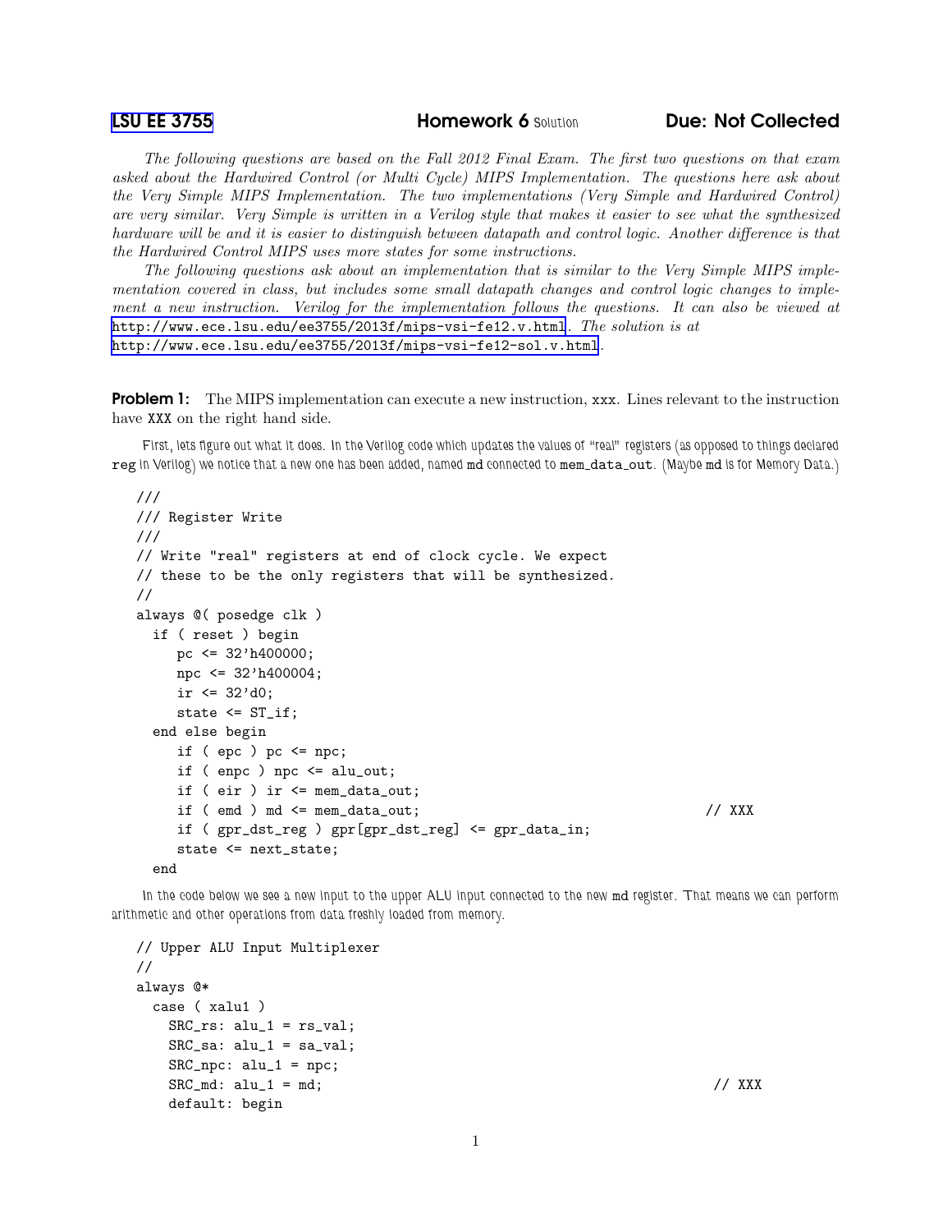LSU EE 3755 **Homework 6** Solution **Due: Not Collected**

*The following questions are based on the Fall 2012 Final Exam. The first two questions on that exam asked about the Hardwired Control (or Multi Cycle) MIPS Implementation. The questions here ask about the Very Simple MIPS Implementation. The two implementations (Very Simple and Hardwired Control) are very similar. Very Simple is written in a Verilog style that makes it easier to see what the synthesized hardware will be and it is easier to distinguish between datapath and control logic. Another difference is that the Hardwired Control MIPS uses more states for some instructions.*

*The following questions ask about an implementation that is similar to the Very Simple MIPS implementation covered in class, but includes some small datapath changes and control logic changes to implement a new instruction. Verilog for the implementation follows the questions. It can also be viewed at* http://www.ece.lsu.edu/ee3755/2013f/mips-vsi-fe12.v.html. *The solution is at* http://www.ece.lsu.edu/ee3755/2013f/mips-vsi-fe12-sol.v.html.

**Problem 1:** The MIPS implementation can execute a new instruction, xxx. Lines relevant to the instruction have XXX on the right hand side.

First, lets figure out what it does. In the Verilog code which updates the values of "real" registers (as opposed to things declared reg in Verilog) we notice that a new one has been added, named md connected to mem_data_out. (Maybe md is for Memory Data.)

```
///
/// Register Write
///
// Write "real" registers at end of clock cycle. We expect
// these to be the only registers that will be synthesized.
//
always @( posedge clk )
  if ( reset ) begin
     pc <= 32'h400000;
     npc <= 32'h400004;
     ir <= 32'd0;
     state <= ST_if;
  end else begin
     if ( epc ) pc <= npc;
     if ( enpc ) npc <= alu_out;
     if ( eir ) ir <= mem_data_out;
     if ( emd ) md <= mem_data_out;                               // XXX
     if ( gpr_dst_reg ) gpr[gpr_dst_reg] <= gpr_data_in;
     state <= next_state;
  end
```

In the code below we see a new input to the upper ALU input connected to the new md register. That means we can perform arithmetic and other operations from data freshly loaded from memory.

```
// Upper ALU Input Multiplexer
//
always @*
  case ( xalu1 )
    SRC_rs: alu_1 = rs_val;
    SRC_sa: alu_1 = sa_val;
    SRC_npc: alu_1 = npc;
    SRC_md: alu_1 = md;                                            // XXX
    default: begin
```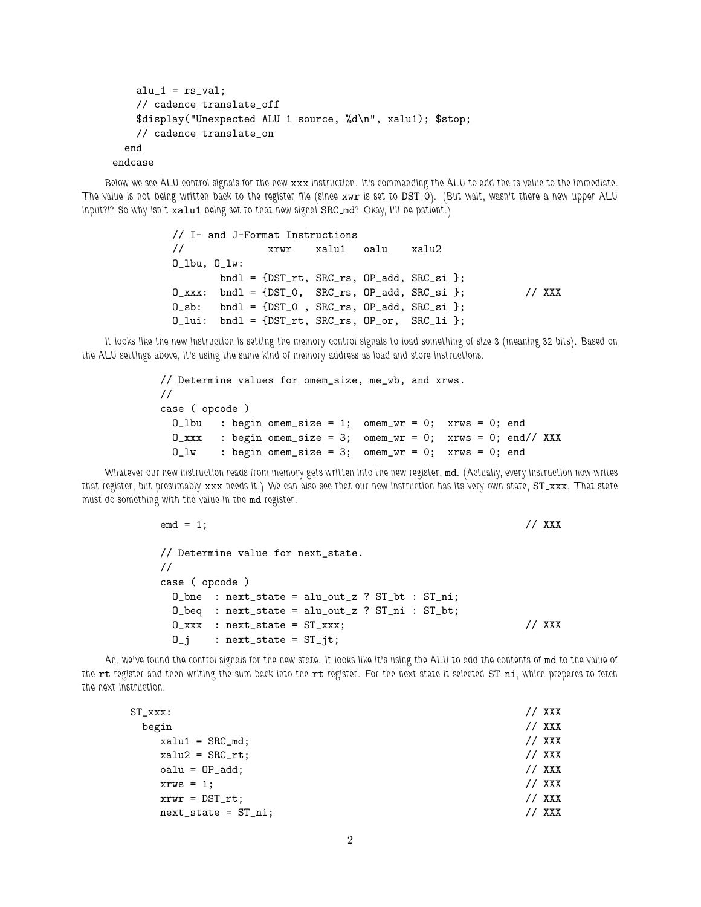```
        alu_1 = rs_val;
        // cadence translate_off
        $display("Unexpected ALU 1 source, %d\n", xalu1); $stop;
        // cadence translate_on
      end
    endcase
```

Below we see ALU control signals for the new xxx instruction. It's commanding the ALU to add the rs value to the immediate. The value is not being written back to the register file (since xwr is set to DST_0). (But wait, wasn't there a new upper ALU input?!? So why isn't xalu1 being set to that new signal SRC_md? Okay, I'll be patient.)

```
        // I- and J-Format Instructions
        //              xrwr    xalu1   oalu    xalu2
        O_lbu, O_lw:
                bndl = {DST_rt, SRC_rs, OP_add, SRC_si };
        O_xxx:  bndl = {DST_0,  SRC_rs, OP_add, SRC_si };          // XXX
        O_sb:   bndl = {DST_0 , SRC_rs, OP_add, SRC_si };
        O_lui:  bndl = {DST_rt, SRC_rs, OP_or,  SRC_li };
```

It looks like the new instruction is setting the memory control signals to load something of size 3 (meaning 32 bits). Based on the ALU settings above, it's using the same kind of memory address as load and store instructions.

```
      // Determine values for omem_size, me_wb, and xrws.
      //
      case ( opcode )
        O_lbu   : begin omem_size = 1;  omem_wr = 0;  xrws = 0; end
        O_xxx   : begin omem_size = 3;  omem_wr = 0;  xrws = 0; end// XXX
        O_lw    : begin omem_size = 3;  omem_wr = 0;  xrws = 0; end
```

Whatever our new instruction reads from memory gets written into the new register, md. (Actually, every instruction now writes that register, but presumably xxx needs it.) We can also see that our new instruction has its very own state, ST_xxx. That state must do something with the value in the md register.

```
      emd = 1;                                                     // XXX

      // Determine value for next_state.
      //
      case ( opcode )
        O_bne  : next_state = alu_out_z ? ST_bt : ST_ni;
        O_beq  : next_state = alu_out_z ? ST_ni : ST_bt;
        O_xxx  : next_state = ST_xxx;                              // XXX
        O_j    : next_state = ST_jt;
```

Ah, we've found the control signals for the new state. It looks like it's using the ALU to add the contents of md to the value of the rt register and then writing the sum back into the rt register. For the next state it selected ST_ni, which prepares to fetch the next instruction.

```
    ST_xxx:                                                        // XXX
      begin                                                        // XXX
        xalu1 = SRC_md;                                            // XXX
        xalu2 = SRC_rt;                                            // XXX
        oalu = OP_add;                                             // XXX
        xrws = 1;                                                  // XXX
        xrwr = DST_rt;                                             // XXX
        next_state = ST_ni;                                        // XXX
```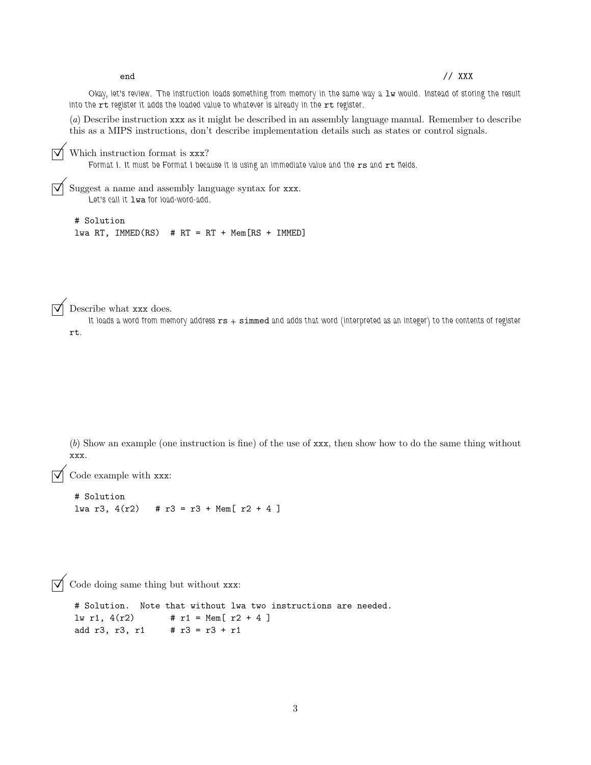```
    end                                                   // XXX
```

*Okay, let's review. The instruction loads something from memory in the same way a `lw` would. Instead of storing the result into the `rt` register it adds the loaded value to whatever is already in the `rt` register.*

(*a*) Describe instruction `xxx` as it might be described in an assembly language manual. Remember to describe this as a MIPS instructions, don't describe implementation details such as states or control signals.

☑ Which instruction format is `xxx`?

*Format I. It must be Format I because it is using an immediate value and the `rs` and `rt` fields.*

☑ Suggest a name and assembly language syntax for `xxx`.

*Let's call it `lwa` for load-word-add.*

```
# Solution
lwa RT, IMMED(RS)  # RT = RT + Mem[RS + IMMED]
```

☑ Describe what `xxx` does.

*It loads a word from memory address `rs` + `simmed` and adds that word (interpreted as an integer) to the contents of register `rt`.*

(*b*) Show an example (one instruction is fine) of the use of `xxx`, then show how to do the same thing without `xxx`.

☑ Code example with `xxx`:

```
# Solution
lwa r3, 4(r2)   # r3 = r3 + Mem[ r2 + 4 ]
```

☑ Code doing same thing but without `xxx`:

```
# Solution.  Note that without lwa two instructions are needed.
lw r1, 4(r2)       # r1 = Mem[ r2 + 4 ]
add r3, r3, r1     # r3 = r3 + r1
```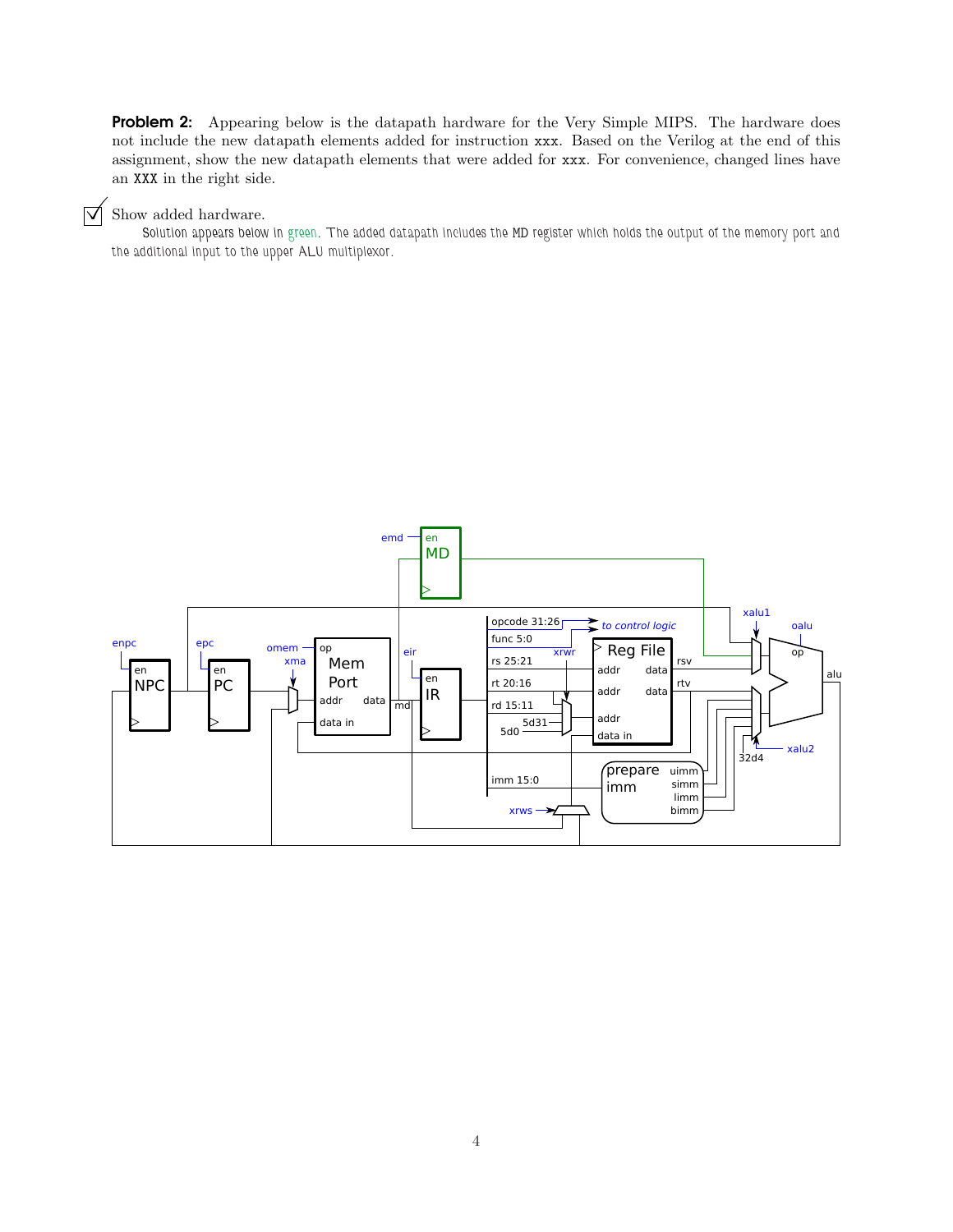**Problem 2:** Appearing below is the datapath hardware for the Very Simple MIPS. The hardware does not include the new datapath elements added for instruction xxx. Based on the Verilog at the end of this assignment, show the new datapath elements that were added for xxx. For convenience, changed lines have an XXX in the right side.

☑ Show added hardware.

Solution appears below in green. The added datapath includes the MD register which holds the output of the memory port and the additional input to the upper ALU multiplexor.

emd
en
MD

enpc
en
NPC

epc
en
PC

omem
xma
op
Mem
Port
addr
data
data in

md

eir
en
IR

opcode 31:26
func 5:0
rs 25:21
rt 20:16
rd 15:11
5d31
5d0
imm 15:0

to control logic

xrwr

Reg File
addr
addr
addr
data in
data
data

rsv
rtv

xalu1
oalu
op
alu

32d4
xalu2

prepare
imm
uimm
simm
limm
bimm

xrws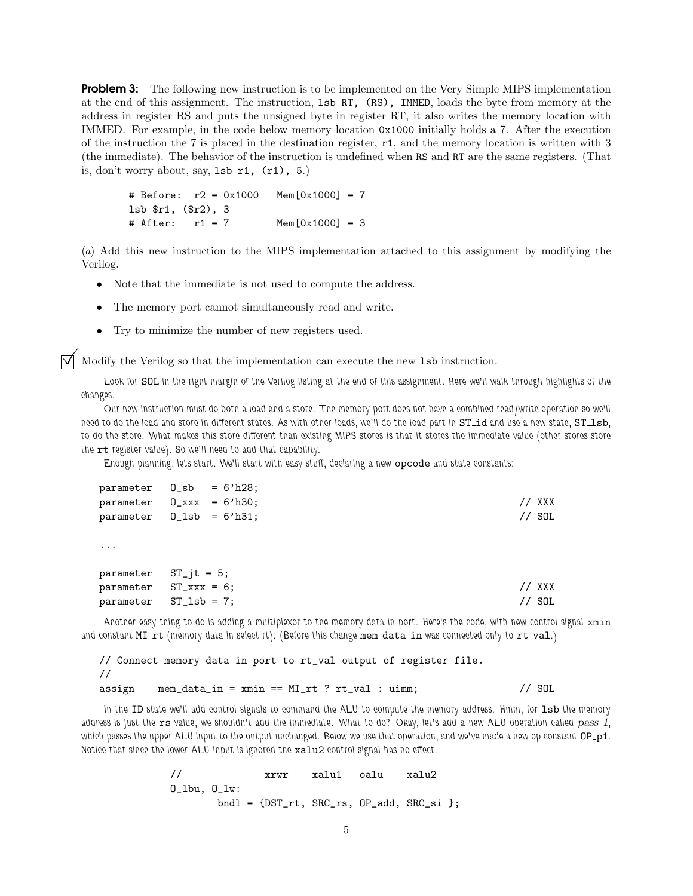**Problem 3:** The following new instruction is to be implemented on the Very Simple MIPS implementation at the end of this assignment. The instruction, `lsb RT, (RS), IMMED`, loads the byte from memory at the address in register RS and puts the unsigned byte in register RT, it also writes the memory location with IMMED. For example, in the code below memory location `0x1000` initially holds a 7. After the execution of the instruction the 7 is placed in the destination register, `r1`, and the memory location is written with 3 (the immediate). The behavior of the instruction is undefined when RS and RT are the same registers. (That is, don't worry about, say, `lsb r1, (r1), 5`.)

```
# Before:  r2 = 0x1000   Mem[0x1000] = 7
lsb $r1, ($r2), 3
# After:   r1 = 7        Mem[0x1000] = 3
```

(*a*) Add this new instruction to the MIPS implementation attached to this assignment by modifying the Verilog.

- Note that the immediate is not used to compute the address.
- The memory port cannot simultaneously read and write.
- Try to minimize the number of new registers used.

☑ Modify the Verilog so that the implementation can execute the new `lsb` instruction.

*Look for* **SOL** *in the right margin of the Verilog listing at the end of this assignment. Here we'll walk through highlights of the changes.*

*Our new instruction must do both a load and a store. The memory port does not have a combined read/write operation so we'll need to do the load and store in different states. As with other loads, we'll do the load part in* ST_id *and use a new state,* ST_lsb*, to do the store. What makes this store different than existing MIPS stores is that it stores the immediate value (other stores store the* `rt` *register value). So we'll need to add that capability.*

*Enough planning, lets start. We'll start with easy stuff, declaring a new* `opcode` *and state constants:*

```
parameter   O_sb   = 6'h28;
parameter   O_xxx  = 6'h30;                                          // XXX
parameter   O_lsb  = 6'h31;                                          // SOL

...

parameter   ST_jt = 5;
parameter   ST_xxx = 6;                                              // XXX
parameter   ST_lsb = 7;                                              // SOL
```

*Another easy thing to do is adding a multiplexor to the memory data in port. Here's the code, with new control signal* `xmin` *and constant* MI_rt *(memory data in select rt). (Before this change* `mem_data_in` *was connected only to* `rt_val`*.)*

```
// Connect memory data in port to rt_val output of register file.
//
assign    mem_data_in = xmin == MI_rt ? rt_val : uimm;              // SOL
```

*In the ID state we'll add control signals to command the ALU to compute the memory address. Hmm, for* `lsb` *the memory address is just the* `rs` *value, we shouldn't add the immediate. What to do? Okay, let's add a new ALU operation called pass 1, which passes the upper ALU input to the output unchanged. Below we use that operation, and we've made a new op constant* OP_p1*. Notice that since the lower ALU input is ignored the* `xalu2` *control signal has no effect.*

```
//              xrwr    xalu1   oalu    xalu2
O_lbu, O_lw:
        bndl = {DST_rt, SRC_rs, OP_add, SRC_si };
```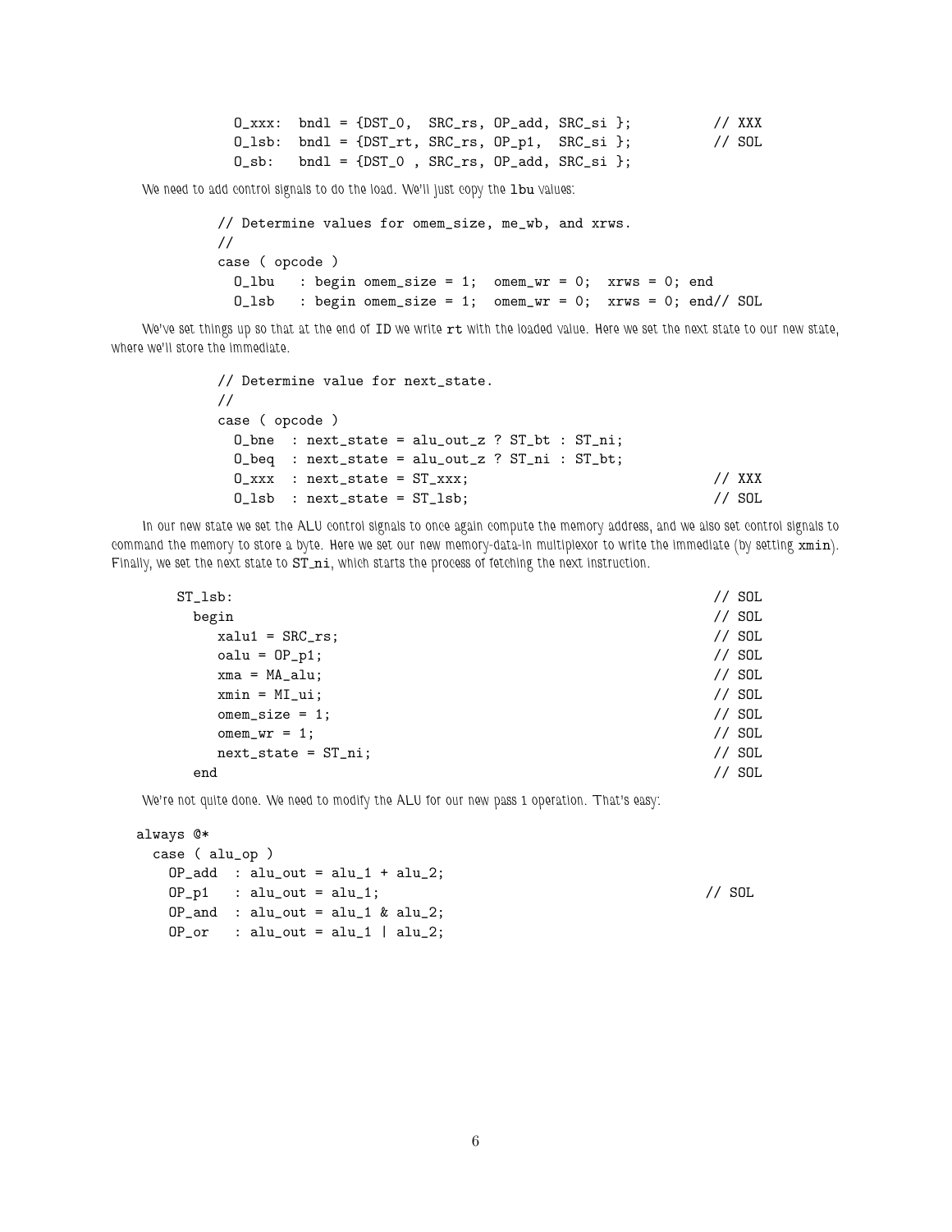```
O_xxx:  bndl = {DST_0,  SRC_rs, OP_add, SRC_si };          // XXX
O_lsb:  bndl = {DST_rt, SRC_rs, OP_p1,  SRC_si };          // SOL
O_sb:   bndl = {DST_0 , SRC_rs, OP_add, SRC_si };
```

We need to add control signals to do the load. We'll just copy the `lbu` values:

```
// Determine values for omem_size, me_wb, and xrws.
//
case ( opcode )
  O_lbu   : begin omem_size = 1;  omem_wr = 0;  xrws = 0; end
  O_lsb   : begin omem_size = 1;  omem_wr = 0;  xrws = 0; end// SOL
```

We've set things up so that at the end of ID we write `rt` with the loaded value. Here we set the next state to our new state, where we'll store the immediate.

```
// Determine value for next_state.
//
case ( opcode )
  O_bne  : next_state = alu_out_z ? ST_bt : ST_ni;
  O_beq  : next_state = alu_out_z ? ST_ni : ST_bt;
  O_xxx  : next_state = ST_xxx;                              // XXX
  O_lsb  : next_state = ST_lsb;                              // SOL
```

In our new state we set the ALU control signals to once again compute the memory address, and we also set control signals to command the memory to store a byte. Here we set our new memory-data-in multiplexor to write the immediate (by setting `xmin`). Finally, we set the next state to `ST_ni`, which starts the process of fetching the next instruction.

```
ST_lsb:                                                      // SOL
  begin                                                      // SOL
     xalu1 = SRC_rs;                                         // SOL
     oalu = OP_p1;                                           // SOL
     xma = MA_alu;                                           // SOL
     xmin = MI_ui;                                           // SOL
     omem_size = 1;                                          // SOL
     omem_wr = 1;                                            // SOL
     next_state = ST_ni;                                     // SOL
  end                                                        // SOL
```

We're not quite done. We need to modify the ALU for our new pass 1 operation. That's easy:

```
always @*
  case ( alu_op )
    OP_add  : alu_out = alu_1 + alu_2;
    OP_p1   : alu_out = alu_1;                               // SOL
    OP_and  : alu_out = alu_1 & alu_2;
    OP_or   : alu_out = alu_1 | alu_2;
```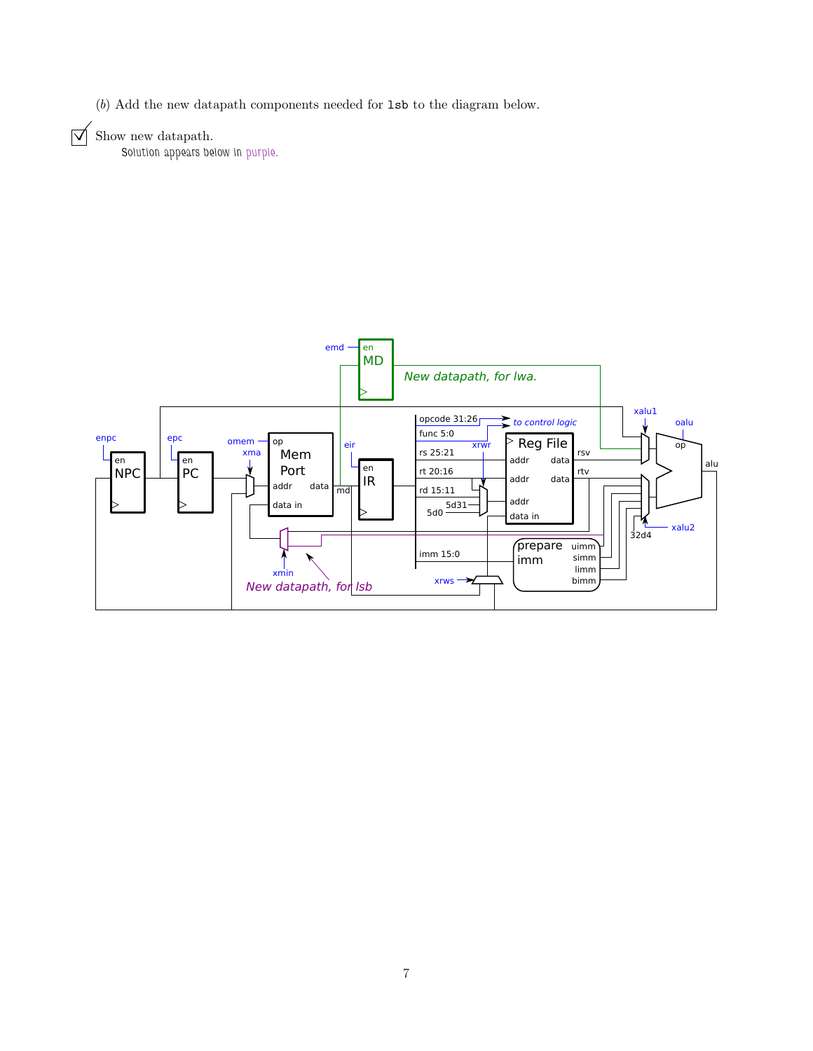(*b*) Add the new datapath components needed for `lsb` to the diagram below.

☑ Show new datapath.

Solution appears below in purple.

emd — en MD

*New datapath, for lwa.*

enpc, en NPC, epc, en PC, omem, xma, op Mem Port addr data data in, md, eir, en IR, opcode 31:26, func 5:0, *to control logic*, rs 25:21, rt 20:16, rd 15:11, 5d31, 5d0, xrwr, Reg File addr data addr data addr data in, rsv, rtv, xalu1, oalu, op, alu, xalu2, 32d4, imm 15:0, prepare imm, uimm, simm, limm, bimm, xrws, xmin

*New datapath, for lsb*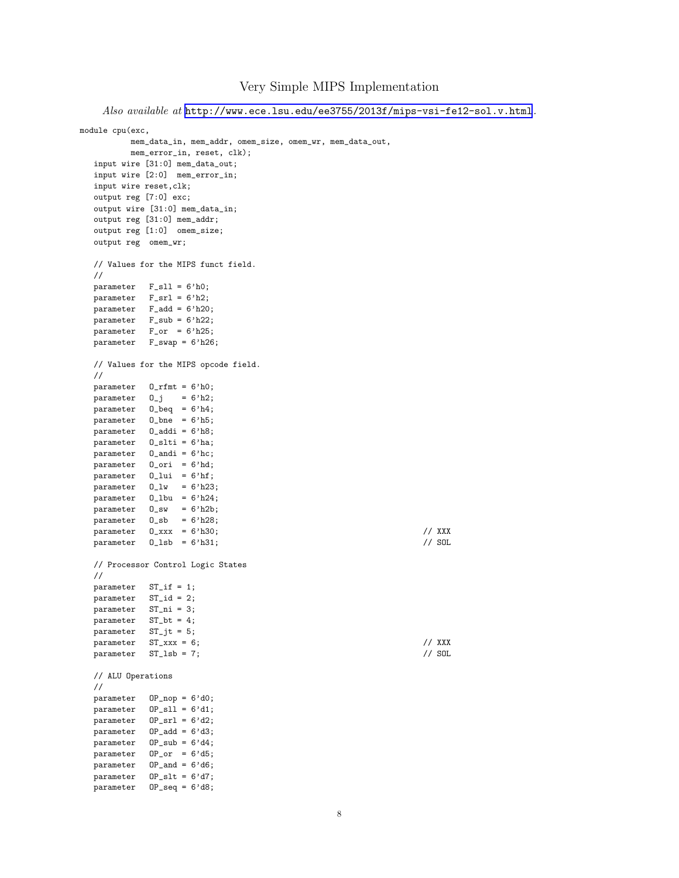# Very Simple MIPS Implementation

*Also available at* http://www.ece.lsu.edu/ee3755/2013f/mips-vsi-fe12-sol.v.html.

```
module cpu(exc,
           mem_data_in, mem_addr, omem_size, omem_wr, mem_data_out,
           mem_error_in, reset, clk);
   input wire [31:0] mem_data_out;
   input wire [2:0]  mem_error_in;
   input wire reset,clk;
   output reg [7:0] exc;
   output wire [31:0] mem_data_in;
   output reg [31:0] mem_addr;
   output reg [1:0]  omem_size;
   output reg  omem_wr;

   // Values for the MIPS funct field.
   //
   parameter   F_sll = 6'h0;
   parameter   F_srl = 6'h2;
   parameter   F_add = 6'h20;
   parameter   F_sub = 6'h22;
   parameter   F_or  = 6'h25;
   parameter   F_swap = 6'h26;

   // Values for the MIPS opcode field.
   //
   parameter   O_rfmt = 6'h0;
   parameter   O_j    = 6'h2;
   parameter   O_beq  = 6'h4;
   parameter   O_bne  = 6'h5;
   parameter   O_addi = 6'h8;
   parameter   O_slti = 6'ha;
   parameter   O_andi = 6'hc;
   parameter   O_ori  = 6'hd;
   parameter   O_lui  = 6'hf;
   parameter   O_lw   = 6'h23;
   parameter   O_lbu  = 6'h24;
   parameter   O_sw   = 6'h2b;
   parameter   O_sb   = 6'h28;
   parameter   O_xxx  = 6'h30;                                      // XXX
   parameter   O_lsb  = 6'h31;                                      // SOL

   // Processor Control Logic States
   //
   parameter   ST_if = 1;
   parameter   ST_id = 2;
   parameter   ST_ni = 3;
   parameter   ST_bt = 4;
   parameter   ST_jt = 5;
   parameter   ST_xxx = 6;                                          // XXX
   parameter   ST_lsb = 7;                                          // SOL

   // ALU Operations
   //
   parameter   OP_nop = 6'd0;
   parameter   OP_sll = 6'd1;
   parameter   OP_srl = 6'd2;
   parameter   OP_add = 6'd3;
   parameter   OP_sub = 6'd4;
   parameter   OP_or  = 6'd5;
   parameter   OP_and = 6'd6;
   parameter   OP_slt = 6'd7;
   parameter   OP_seq = 6'd8;
```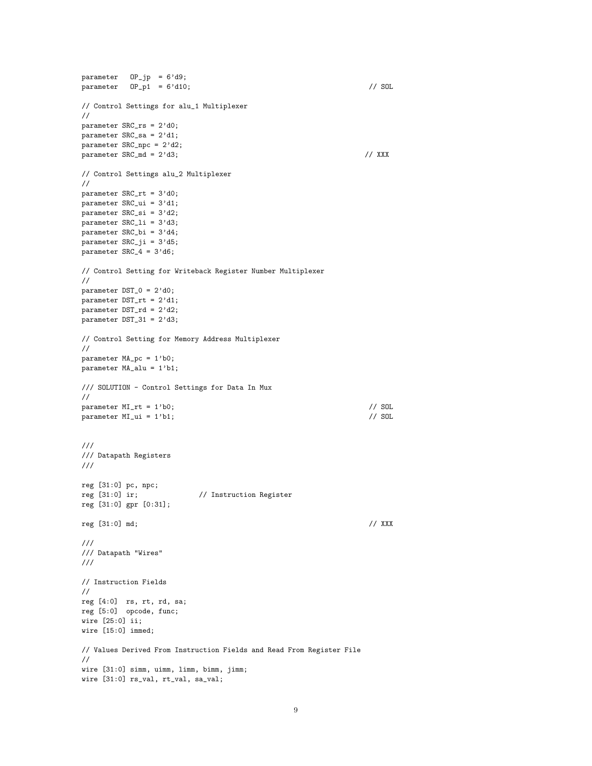```
parameter   OP_jp  = 6'd9;
parameter   OP_p1  = 6'd10;                                          // SOL

// Control Settings for alu_1 Multiplexer
//
parameter SRC_rs = 2'd0;
parameter SRC_sa = 2'd1;
parameter SRC_npc = 2'd2;
parameter SRC_md = 2'd3;                                            // XXX

// Control Settings alu_2 Multiplexer
//
parameter SRC_rt = 3'd0;
parameter SRC_ui = 3'd1;
parameter SRC_si = 3'd2;
parameter SRC_li = 3'd3;
parameter SRC_bi = 3'd4;
parameter SRC_ji = 3'd5;
parameter SRC_4 = 3'd6;

// Control Setting for Writeback Register Number Multiplexer
//
parameter DST_0 = 2'd0;
parameter DST_rt = 2'd1;
parameter DST_rd = 2'd2;
parameter DST_31 = 2'd3;

// Control Setting for Memory Address Multiplexer
//
parameter MA_pc = 1'b0;
parameter MA_alu = 1'b1;

/// SOLUTION - Control Settings for Data In Mux
//
parameter MI_rt = 1'b0;                                              // SOL
parameter MI_ui = 1'b1;                                              // SOL


///
/// Datapath Registers
///

reg [31:0] pc, npc;
reg [31:0] ir;              // Instruction Register
reg [31:0] gpr [0:31];

reg [31:0] md;                                                       // XXX

///
/// Datapath "Wires"
///

// Instruction Fields
//
reg [4:0]  rs, rt, rd, sa;
reg [5:0]  opcode, func;
wire [25:0] ii;
wire [15:0] immed;

// Values Derived From Instruction Fields and Read From Register File
//
wire [31:0] simm, uimm, limm, bimm, jimm;
wire [31:0] rs_val, rt_val, sa_val;
```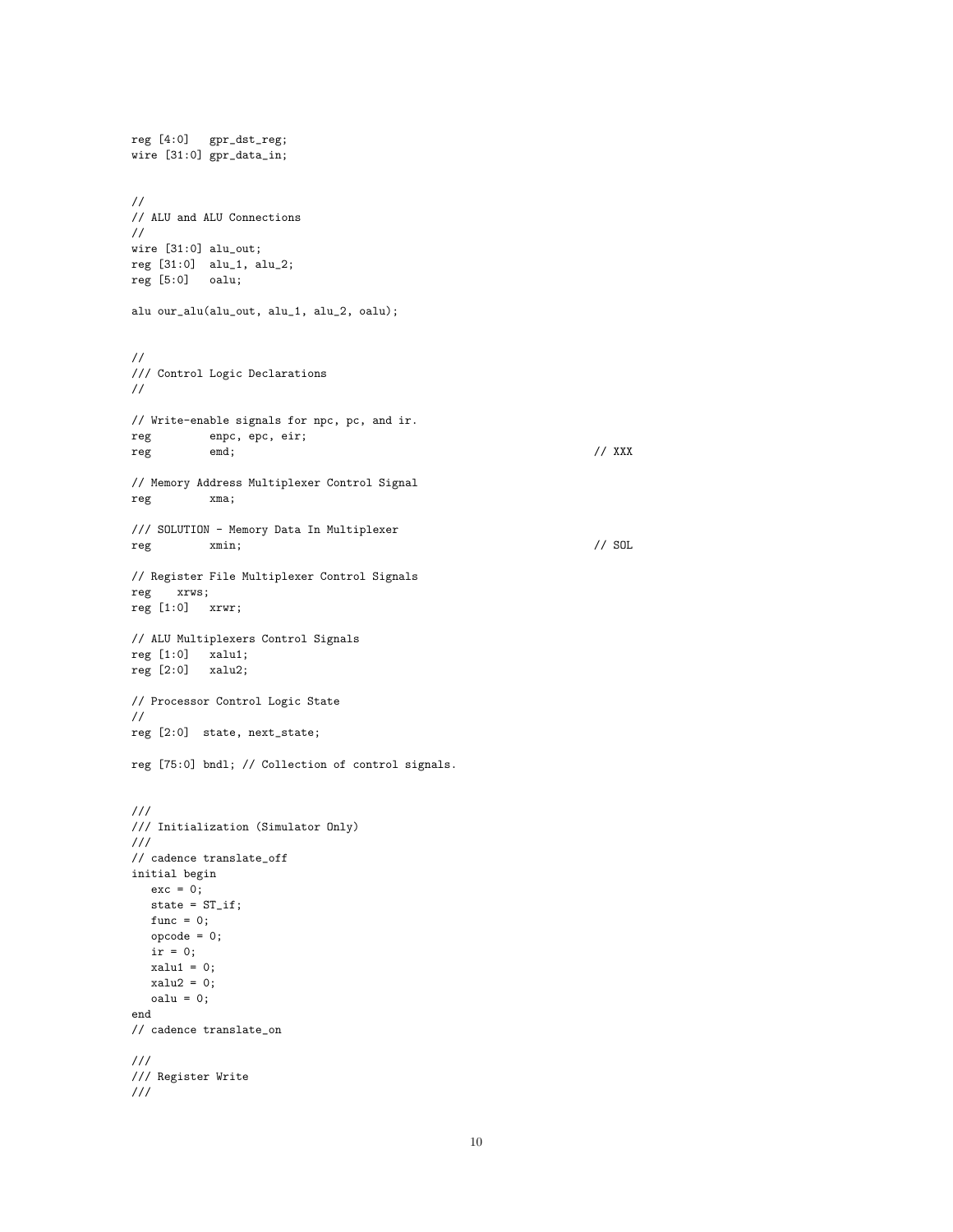```
reg [4:0]   gpr_dst_reg;
wire [31:0] gpr_data_in;


//
// ALU and ALU Connections
//
wire [31:0] alu_out;
reg [31:0]  alu_1, alu_2;
reg [5:0]   oalu;

alu our_alu(alu_out, alu_1, alu_2, oalu);


//
/// Control Logic Declarations
//

// Write-enable signals for npc, pc, and ir.
reg         enpc, epc, eir;
reg         emd;                                                    // XXX

// Memory Address Multiplexer Control Signal
reg         xma;

/// SOLUTION - Memory Data In Multiplexer
reg         xmin;                                                   // SOL

// Register File Multiplexer Control Signals
reg    xrws;
reg [1:0]   xrwr;

// ALU Multiplexers Control Signals
reg [1:0]   xalu1;
reg [2:0]   xalu2;

// Processor Control Logic State
//
reg [2:0]  state, next_state;

reg [75:0] bndl; // Collection of control signals.


///
/// Initialization (Simulator Only)
///
// cadence translate_off
initial begin
   exc = 0;
   state = ST_if;
   func = 0;
   opcode = 0;
   ir = 0;
   xalu1 = 0;
   xalu2 = 0;
   oalu = 0;
end
// cadence translate_on

///
/// Register Write
///
```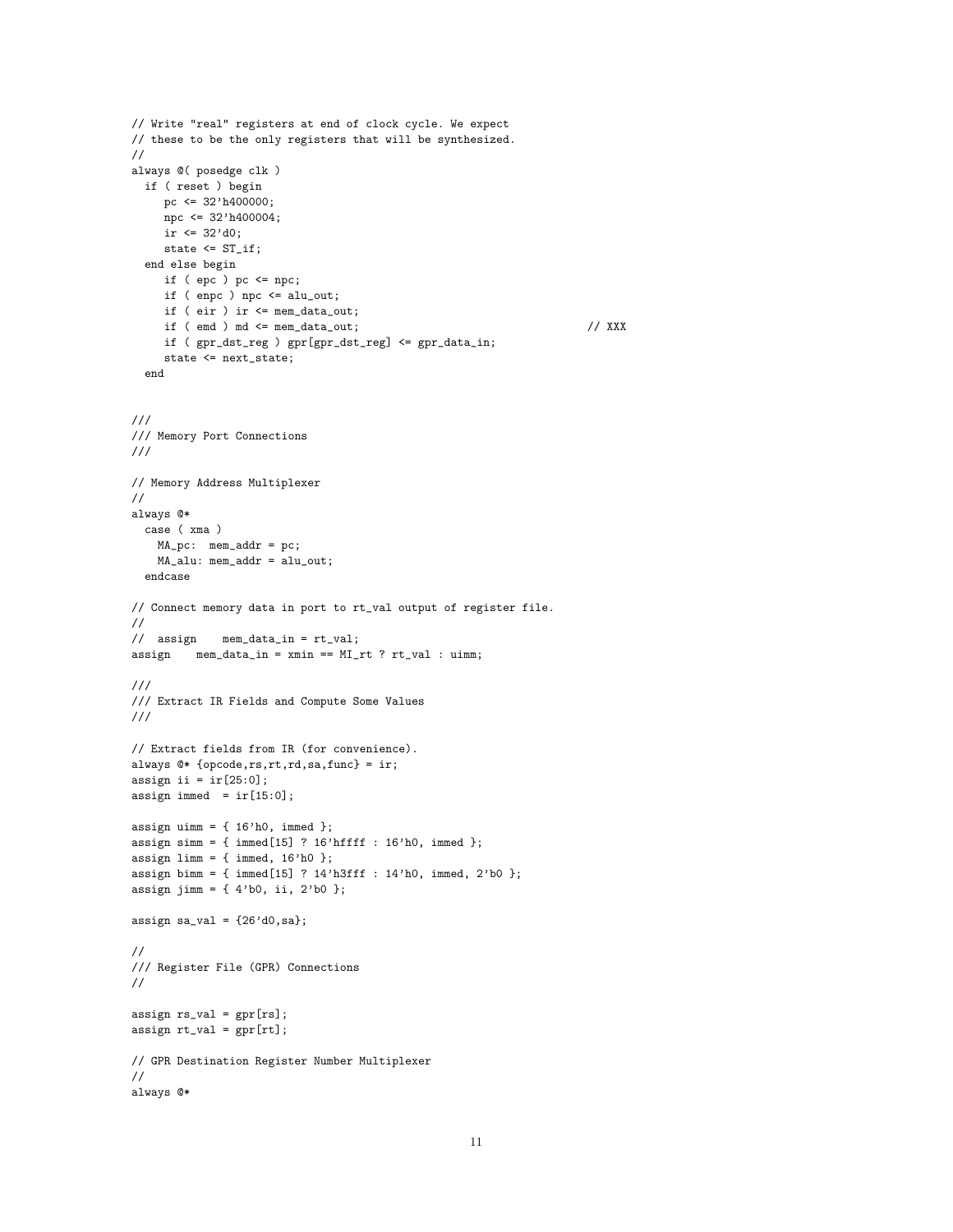```
// Write "real" registers at end of clock cycle. We expect
// these to be the only registers that will be synthesized.
//
always @( posedge clk )
  if ( reset ) begin
     pc <= 32'h400000;
     npc <= 32'h400004;
     ir <= 32'd0;
     state <= ST_if;
  end else begin
     if ( epc ) pc <= npc;
     if ( enpc ) npc <= alu_out;
     if ( eir ) ir <= mem_data_out;
     if ( emd ) md <= mem_data_out;                                    // XXX
     if ( gpr_dst_reg ) gpr[gpr_dst_reg] <= gpr_data_in;
     state <= next_state;
  end


///
/// Memory Port Connections
///

// Memory Address Multiplexer
//
always @*
  case ( xma )
    MA_pc:  mem_addr = pc;
    MA_alu: mem_addr = alu_out;
  endcase

// Connect memory data in port to rt_val output of register file.
//
//  assign    mem_data_in = rt_val;
assign    mem_data_in = xmin == MI_rt ? rt_val : uimm;

///
/// Extract IR Fields and Compute Some Values
///

// Extract fields from IR (for convenience).
always @* {opcode,rs,rt,rd,sa,func} = ir;
assign ii = ir[25:0];
assign immed  = ir[15:0];

assign uimm = { 16'h0, immed };
assign simm = { immed[15] ? 16'hffff : 16'h0, immed };
assign limm = { immed, 16'h0 };
assign bimm = { immed[15] ? 14'h3fff : 14'h0, immed, 2'b0 };
assign jimm = { 4'b0, ii, 2'b0 };

assign sa_val = {26'd0,sa};

//
/// Register File (GPR) Connections
//

assign rs_val = gpr[rs];
assign rt_val = gpr[rt];

// GPR Destination Register Number Multiplexer
//
always @*
```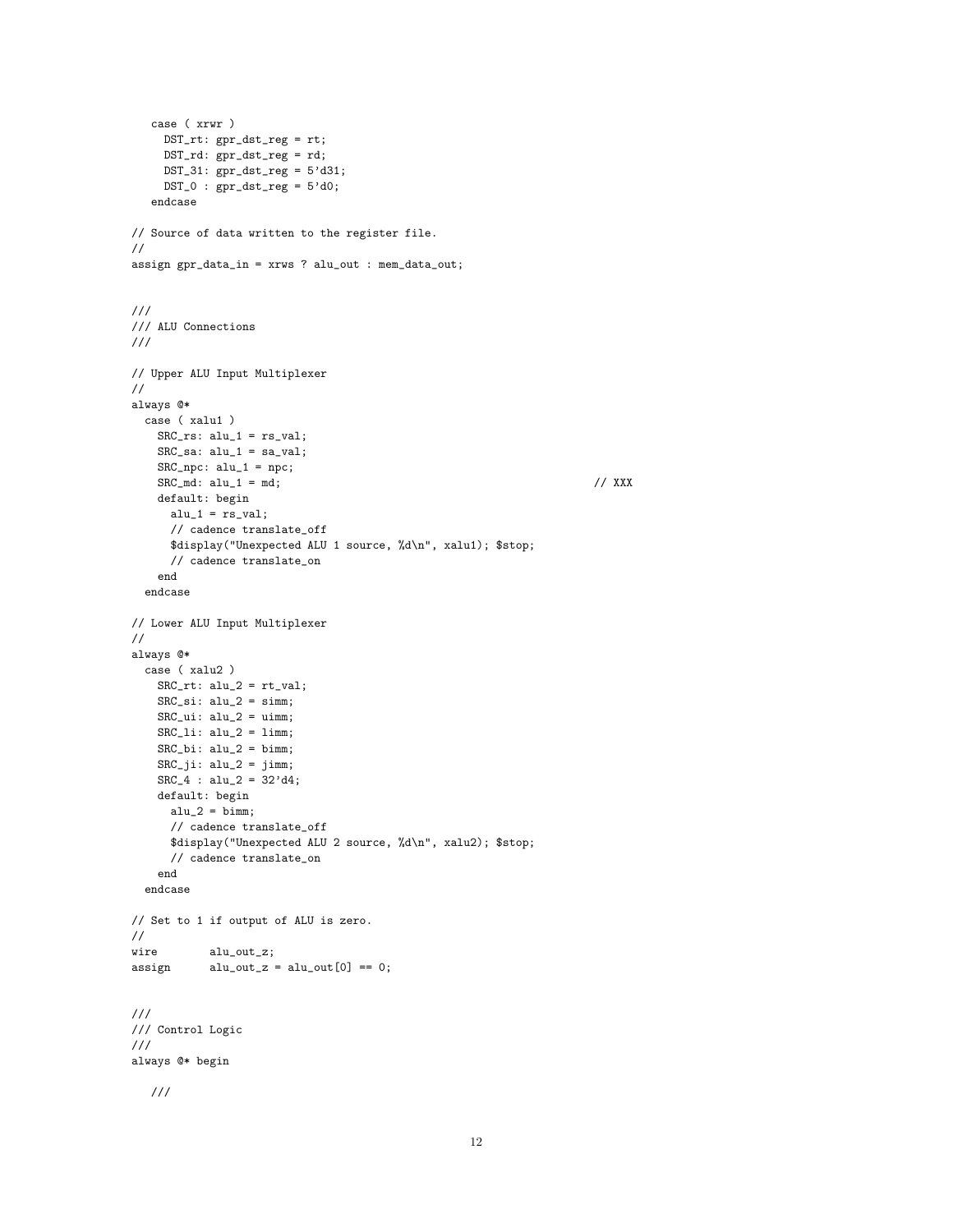```
   case ( xrwr )
     DST_rt: gpr_dst_reg = rt;
     DST_rd: gpr_dst_reg = rd;
     DST_31: gpr_dst_reg = 5'd31;
     DST_0 : gpr_dst_reg = 5'd0;
   endcase

// Source of data written to the register file.
//
assign gpr_data_in = xrws ? alu_out : mem_data_out;


///
/// ALU Connections
///

// Upper ALU Input Multiplexer
//
always @*
  case ( xalu1 )
    SRC_rs: alu_1 = rs_val;
    SRC_sa: alu_1 = sa_val;
    SRC_npc: alu_1 = npc;
    SRC_md: alu_1 = md;                                                   // XXX
    default: begin
      alu_1 = rs_val;
      // cadence translate_off
      $display("Unexpected ALU 1 source, %d\n", xalu1); $stop;
      // cadence translate_on
    end
  endcase

// Lower ALU Input Multiplexer
//
always @*
  case ( xalu2 )
    SRC_rt: alu_2 = rt_val;
    SRC_si: alu_2 = simm;
    SRC_ui: alu_2 = uimm;
    SRC_li: alu_2 = limm;
    SRC_bi: alu_2 = bimm;
    SRC_ji: alu_2 = jimm;
    SRC_4 : alu_2 = 32'd4;
    default: begin
      alu_2 = bimm;
      // cadence translate_off
      $display("Unexpected ALU 2 source, %d\n", xalu2); $stop;
      // cadence translate_on
    end
  endcase

// Set to 1 if output of ALU is zero.
//
wire        alu_out_z;
assign      alu_out_z = alu_out[0] == 0;


///
/// Control Logic
///
always @* begin

   ///
```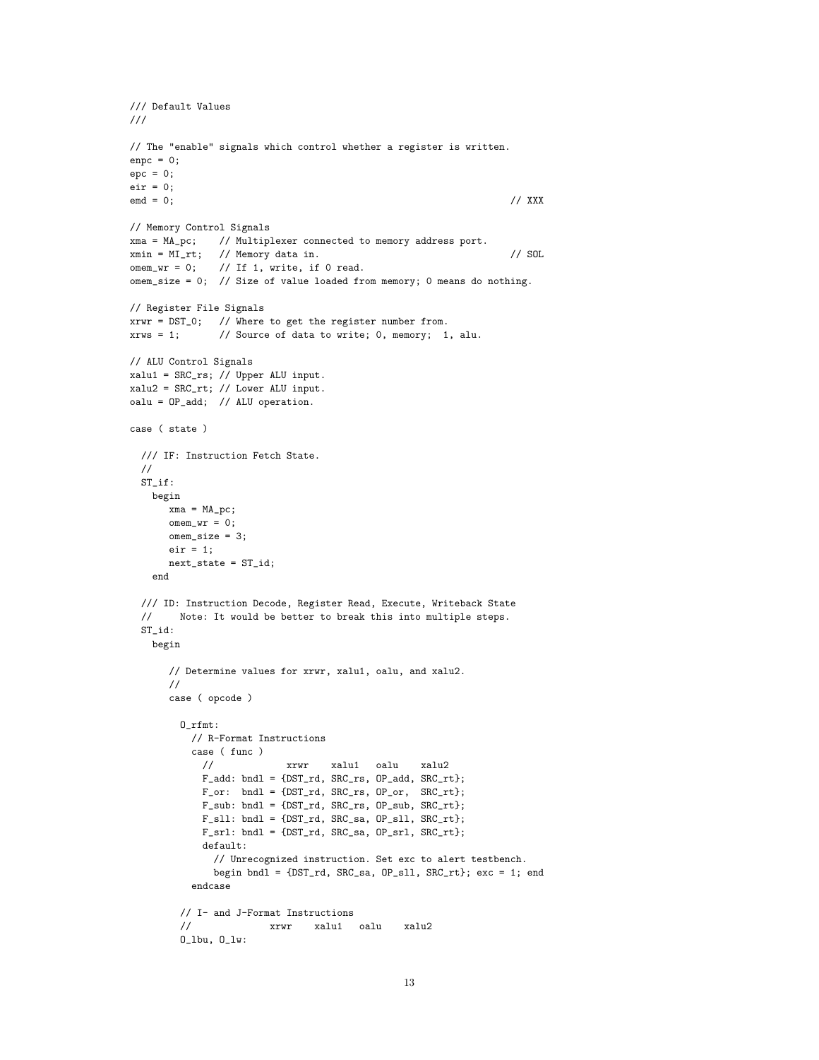```
/// Default Values
///

// The "enable" signals which control whether a register is written.
enpc = 0;
epc = 0;
eir = 0;
emd = 0;                                                          // XXX

// Memory Control Signals
xma = MA_pc;    // Multiplexer connected to memory address port.
xmin = MI_rt;   // Memory data in.                                // SOL
omem_wr = 0;    // If 1, write, if 0 read.
omem_size = 0;  // Size of value loaded from memory; 0 means do nothing.

// Register File Signals
xrwr = DST_0;   // Where to get the register number from.
xrws = 1;       // Source of data to write; 0, memory;  1, alu.

// ALU Control Signals
xalu1 = SRC_rs; // Upper ALU input.
xalu2 = SRC_rt; // Lower ALU input.
oalu = OP_add;  // ALU operation.

case ( state )

  /// IF: Instruction Fetch State.
  //
  ST_if:
    begin
       xma = MA_pc;
       omem_wr = 0;
       omem_size = 3;
       eir = 1;
       next_state = ST_id;
    end

  /// ID: Instruction Decode, Register Read, Execute, Writeback State
  //     Note: It would be better to break this into multiple steps.
  ST_id:
    begin

       // Determine values for xrwr, xalu1, oalu, and xalu2.
       //
       case ( opcode )

         O_rfmt:
           // R-Format Instructions
           case ( func )
             //             xrwr    xalu1   oalu    xalu2
             F_add: bndl = {DST_rd, SRC_rs, OP_add, SRC_rt};
             F_or:  bndl = {DST_rd, SRC_rs, OP_or,  SRC_rt};
             F_sub: bndl = {DST_rd, SRC_rs, OP_sub, SRC_rt};
             F_sll: bndl = {DST_rd, SRC_sa, OP_sll, SRC_rt};
             F_srl: bndl = {DST_rd, SRC_sa, OP_srl, SRC_rt};
             default:
               // Unrecognized instruction. Set exc to alert testbench.
               begin bndl = {DST_rd, SRC_sa, OP_sll, SRC_rt}; exc = 1; end
           endcase

         // I- and J-Format Instructions
         //              xrwr    xalu1   oalu    xalu2
         O_lbu, O_lw:
```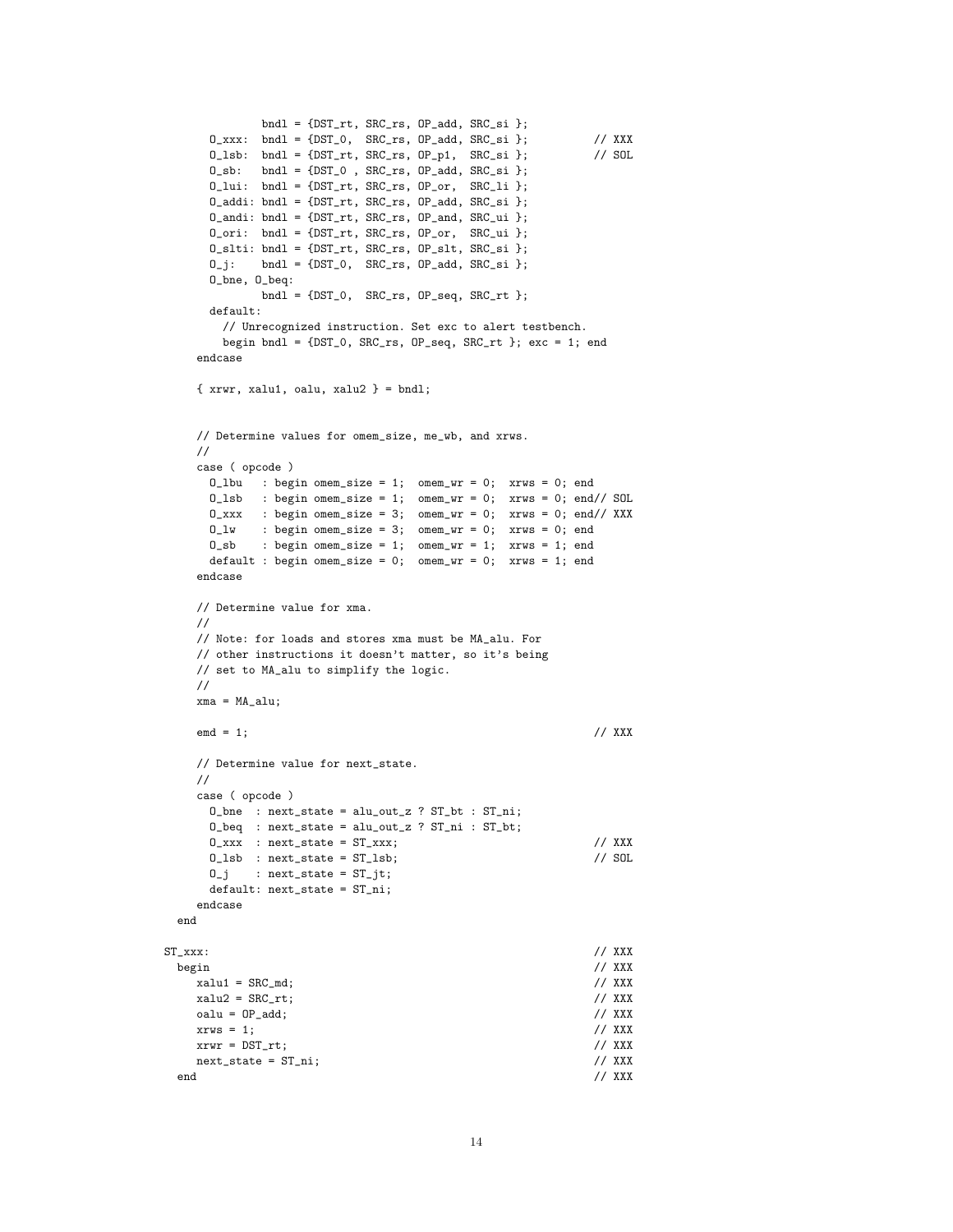```
            bndl = {DST_rt, SRC_rs, OP_add, SRC_si };
      O_xxx:  bndl = {DST_0,  SRC_rs, OP_add, SRC_si };          // XXX
      O_lsb:  bndl = {DST_rt, SRC_rs, OP_p1,  SRC_si };          // SOL
      O_sb:   bndl = {DST_0 , SRC_rs, OP_add, SRC_si };
      O_lui:  bndl = {DST_rt, SRC_rs, OP_or,  SRC_li };
      O_addi: bndl = {DST_rt, SRC_rs, OP_add, SRC_si };
      O_andi: bndl = {DST_rt, SRC_rs, OP_and, SRC_ui };
      O_ori:  bndl = {DST_rt, SRC_rs, OP_or,  SRC_ui };
      O_slti: bndl = {DST_rt, SRC_rs, OP_slt, SRC_si };
      O_j:    bndl = {DST_0,  SRC_rs, OP_add, SRC_si };
      O_bne, O_beq:
              bndl = {DST_0,  SRC_rs, OP_seq, SRC_rt };
      default:
        // Unrecognized instruction. Set exc to alert testbench.
        begin bndl = {DST_0, SRC_rs, OP_seq, SRC_rt }; exc = 1; end
    endcase

    { xrwr, xalu1, oalu, xalu2 } = bndl;


    // Determine values for omem_size, me_wb, and xrws.
    //
    case ( opcode )
      O_lbu   : begin omem_size = 1;  omem_wr = 0;  xrws = 0; end
      O_lsb   : begin omem_size = 1;  omem_wr = 0;  xrws = 0; end// SOL
      O_xxx   : begin omem_size = 3;  omem_wr = 0;  xrws = 0; end// XXX
      O_lw    : begin omem_size = 3;  omem_wr = 0;  xrws = 0; end
      O_sb    : begin omem_size = 1;  omem_wr = 1;  xrws = 1; end
      default : begin omem_size = 0;  omem_wr = 0;  xrws = 1; end
    endcase

    // Determine value for xma.
    //
    // Note: for loads and stores xma must be MA_alu. For
    // other instructions it doesn't matter, so it's being
    // set to MA_alu to simplify the logic.
    //
    xma = MA_alu;

    emd = 1;                                                     // XXX

    // Determine value for next_state.
    //
    case ( opcode )
      O_bne  : next_state = alu_out_z ? ST_bt : ST_ni;
      O_beq  : next_state = alu_out_z ? ST_ni : ST_bt;
      O_xxx  : next_state = ST_xxx;                              // XXX
      O_lsb  : next_state = ST_lsb;                              // SOL
      O_j    : next_state = ST_jt;
      default: next_state = ST_ni;
    endcase
  end

ST_xxx:                                                          // XXX
  begin                                                          // XXX
    xalu1 = SRC_md;                                              // XXX
    xalu2 = SRC_rt;                                              // XXX
    oalu = OP_add;                                               // XXX
    xrws = 1;                                                    // XXX
    xrwr = DST_rt;                                               // XXX
    next_state = ST_ni;                                          // XXX
  end                                                            // XXX
```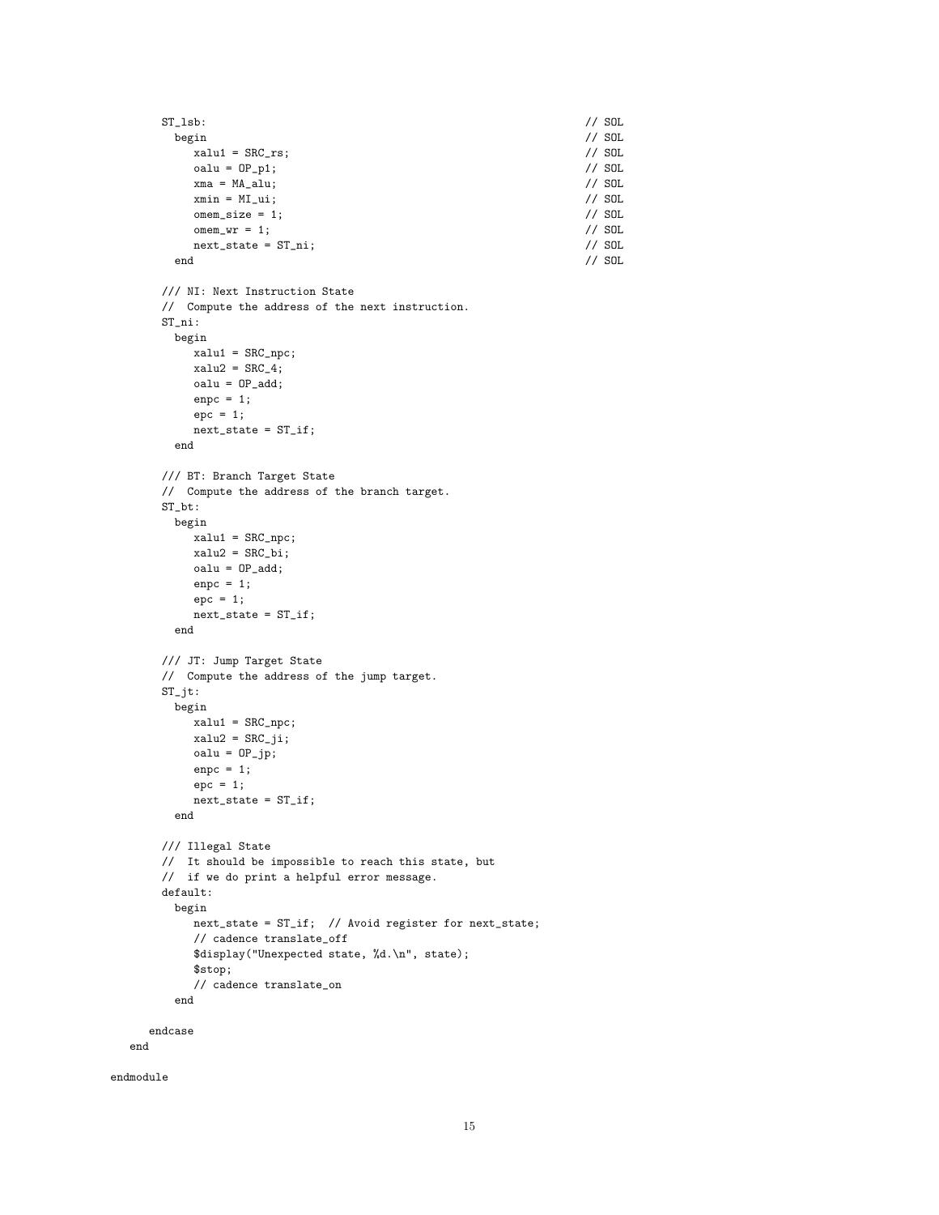```verilog
        ST_lsb:                                                                           // SOL
          begin                                                                           // SOL
             xalu1 = SRC_rs;                                                              // SOL
             oalu = OP_p1;                                                                // SOL
             xma = MA_alu;                                                                // SOL
             xmin = MI_ui;                                                                // SOL
             omem_size = 1;                                                               // SOL
             omem_wr = 1;                                                                 // SOL
             next_state = ST_ni;                                                          // SOL
          end                                                                             // SOL

        /// NI: Next Instruction State
        //  Compute the address of the next instruction.
        ST_ni:
          begin
             xalu1 = SRC_npc;
             xalu2 = SRC_4;
             oalu = OP_add;
             enpc = 1;
             epc = 1;
             next_state = ST_if;
          end

        /// BT: Branch Target State
        //  Compute the address of the branch target.
        ST_bt:
          begin
             xalu1 = SRC_npc;
             xalu2 = SRC_bi;
             oalu = OP_add;
             enpc = 1;
             epc = 1;
             next_state = ST_if;
          end

        /// JT: Jump Target State
        //  Compute the address of the jump target.
        ST_jt:
          begin
             xalu1 = SRC_npc;
             xalu2 = SRC_ji;
             oalu = OP_jp;
             enpc = 1;
             epc = 1;
             next_state = ST_if;
          end

        /// Illegal State
        //  It should be impossible to reach this state, but
        //  if we do print a helpful error message.
        default:
          begin
             next_state = ST_if;  // Avoid register for next_state;
             // cadence translate_off
             $display("Unexpected state, %d.\n", state);
             $stop;
             // cadence translate_on
          end

      endcase
   end

endmodule
```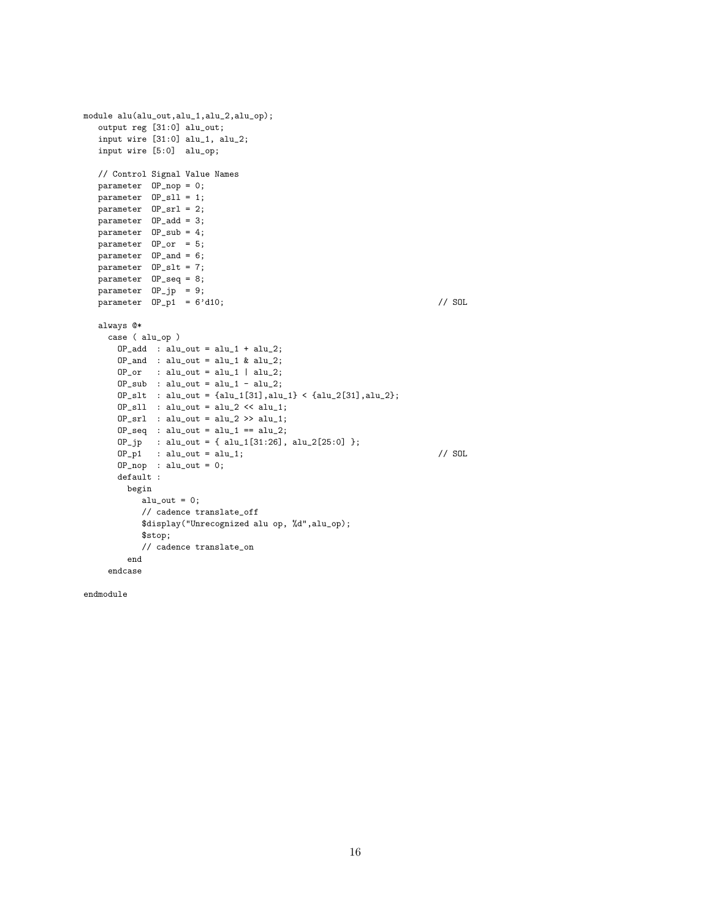```
module alu(alu_out,alu_1,alu_2,alu_op);
   output reg [31:0] alu_out;
   input wire [31:0] alu_1, alu_2;
   input wire [5:0]  alu_op;

   // Control Signal Value Names
   parameter  OP_nop = 0;
   parameter  OP_sll = 1;
   parameter  OP_srl = 2;
   parameter  OP_add = 3;
   parameter  OP_sub = 4;
   parameter  OP_or  = 5;
   parameter  OP_and = 6;
   parameter  OP_slt = 7;
   parameter  OP_seq = 8;
   parameter  OP_jp  = 9;
   parameter  OP_p1  = 6'd10;                                        // SOL

   always @*
     case ( alu_op )
       OP_add  : alu_out = alu_1 + alu_2;
       OP_and  : alu_out = alu_1 & alu_2;
       OP_or   : alu_out = alu_1 | alu_2;
       OP_sub  : alu_out = alu_1 - alu_2;
       OP_slt  : alu_out = {alu_1[31],alu_1} < {alu_2[31],alu_2};
       OP_sll  : alu_out = alu_2 << alu_1;
       OP_srl  : alu_out = alu_2 >> alu_1;
       OP_seq  : alu_out = alu_1 == alu_2;
       OP_jp   : alu_out = { alu_1[31:26], alu_2[25:0] };
       OP_p1   : alu_out = alu_1;                                    // SOL
       OP_nop  : alu_out = 0;
       default :
         begin
            alu_out = 0;
            // cadence translate_off
            $display("Unrecognized alu op, %d",alu_op);
            $stop;
            // cadence translate_on
         end
     endcase

endmodule
```